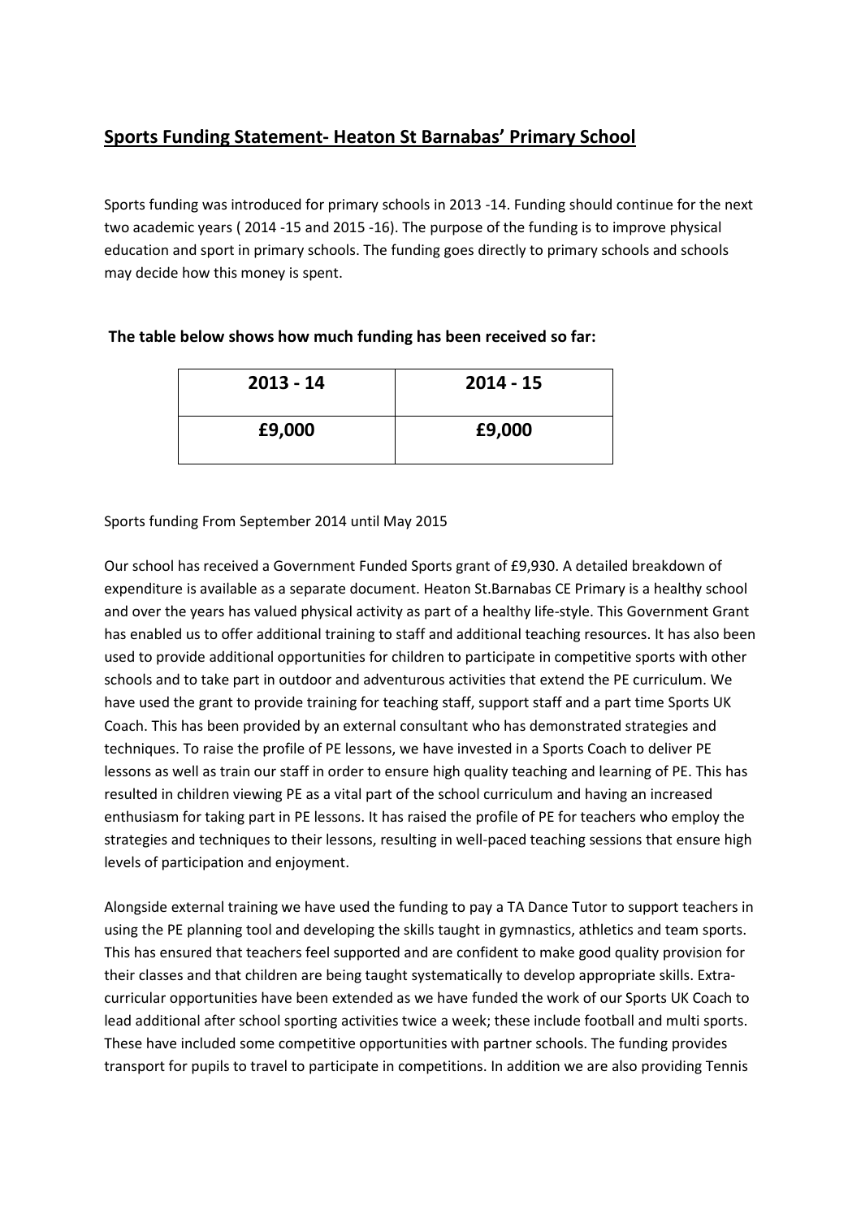## **Sports Funding Statement- Heaton St Barnabas' Primary School**

Sports funding was introduced for primary schools in 2013 -14. Funding should continue for the next two academic years ( 2014 -15 and 2015 -16). The purpose of the funding is to improve physical education and sport in primary schools. The funding goes directly to primary schools and schools may decide how this money is spent.

**The table below shows how much funding has been received so far:**

| 2013 - 14 | 2014 - 15 |
|---|---|
| £9,000 | £9,000 |

Sports funding From September 2014 until May 2015

Our school has received a Government Funded Sports grant of £9,930. A detailed breakdown of expenditure is available as a separate document. Heaton St.Barnabas CE Primary is a healthy school and over the years has valued physical activity as part of a healthy life-style. This Government Grant has enabled us to offer additional training to staff and additional teaching resources. It has also been used to provide additional opportunities for children to participate in competitive sports with other schools and to take part in outdoor and adventurous activities that extend the PE curriculum. We have used the grant to provide training for teaching staff, support staff and a part time Sports UK Coach. This has been provided by an external consultant who has demonstrated strategies and techniques. To raise the profile of PE lessons, we have invested in a Sports Coach to deliver PE lessons as well as train our staff in order to ensure high quality teaching and learning of PE. This has resulted in children viewing PE as a vital part of the school curriculum and having an increased enthusiasm for taking part in PE lessons. It has raised the profile of PE for teachers who employ the strategies and techniques to their lessons, resulting in well-paced teaching sessions that ensure high levels of participation and enjoyment.

Alongside external training we have used the funding to pay a TA Dance Tutor to support teachers in using the PE planning tool and developing the skills taught in gymnastics, athletics and team sports. This has ensured that teachers feel supported and are confident to make good quality provision for their classes and that children are being taught systematically to develop appropriate skills. Extra-curricular opportunities have been extended as we have funded the work of our Sports UK Coach to lead additional after school sporting activities twice a week; these include football and multi sports. These have included some competitive opportunities with partner schools. The funding provides transport for pupils to travel to participate in competitions. In addition we are also providing Tennis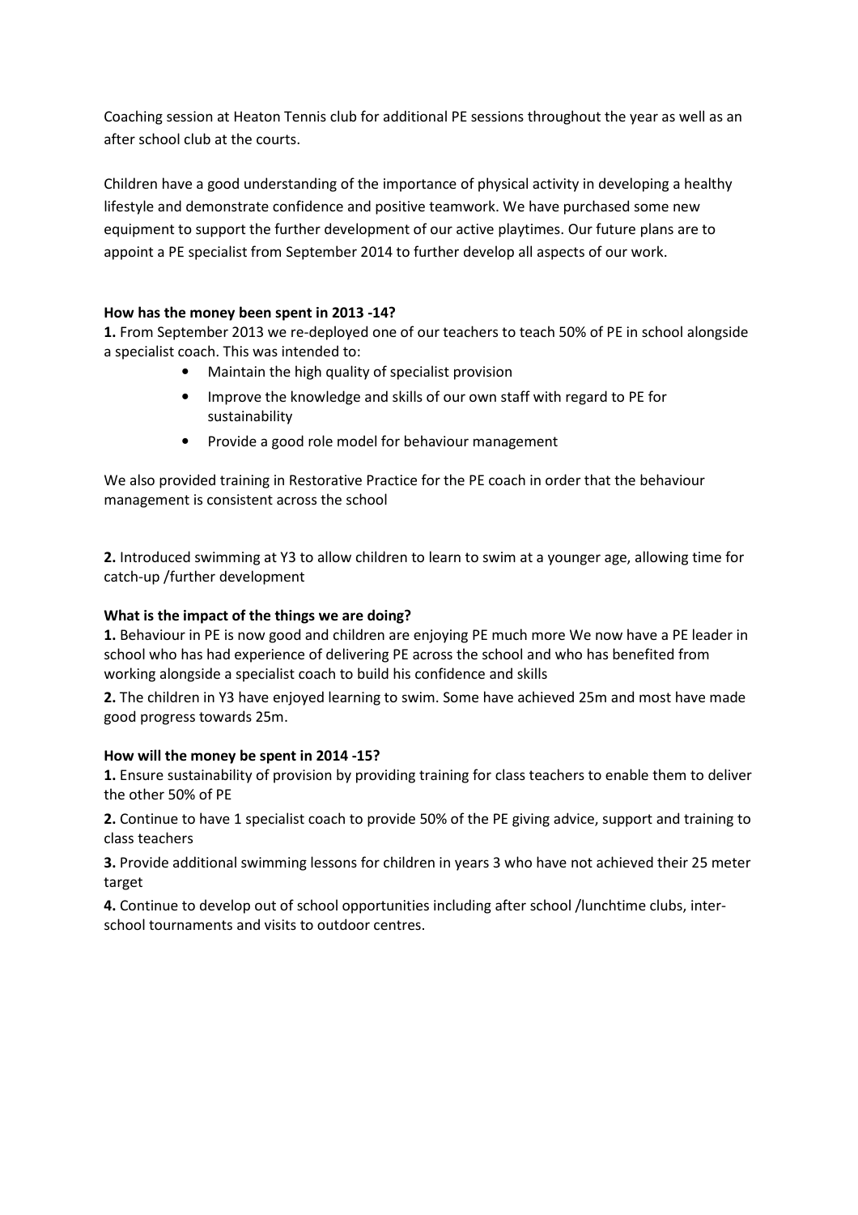Coaching session at Heaton Tennis club for additional PE sessions throughout the year as well as an after school club at the courts.

Children have a good understanding of the importance of physical activity in developing a healthy lifestyle and demonstrate confidence and positive teamwork. We have purchased some new equipment to support the further development of our active playtimes. Our future plans are to appoint a PE specialist from September 2014 to further develop all aspects of our work.

**How has the money been spent in 2013 -14?**

**1.** From September 2013 we re-deployed one of our teachers to teach 50% of PE in school alongside a specialist coach. This was intended to:

- Maintain the high quality of specialist provision
- Improve the knowledge and skills of our own staff with regard to PE for sustainability
- Provide a good role model for behaviour management

We also provided training in Restorative Practice for the PE coach in order that the behaviour management is consistent across the school

**2.** Introduced swimming at Y3 to allow children to learn to swim at a younger age, allowing time for catch-up /further development

**What is the impact of the things we are doing?**

**1.** Behaviour in PE is now good and children are enjoying PE much more We now have a PE leader in school who has had experience of delivering PE across the school and who has benefited from working alongside a specialist coach to build his confidence and skills

**2.** The children in Y3 have enjoyed learning to swim. Some have achieved 25m and most have made good progress towards 25m.

**How will the money be spent in 2014 -15?**

**1.** Ensure sustainability of provision by providing training for class teachers to enable them to deliver the other 50% of PE

**2.** Continue to have 1 specialist coach to provide 50% of the PE giving advice, support and training to class teachers

**3.** Provide additional swimming lessons for children in years 3 who have not achieved their 25 meter target

**4.** Continue to develop out of school opportunities including after school /lunchtime clubs, inter-school tournaments and visits to outdoor centres.